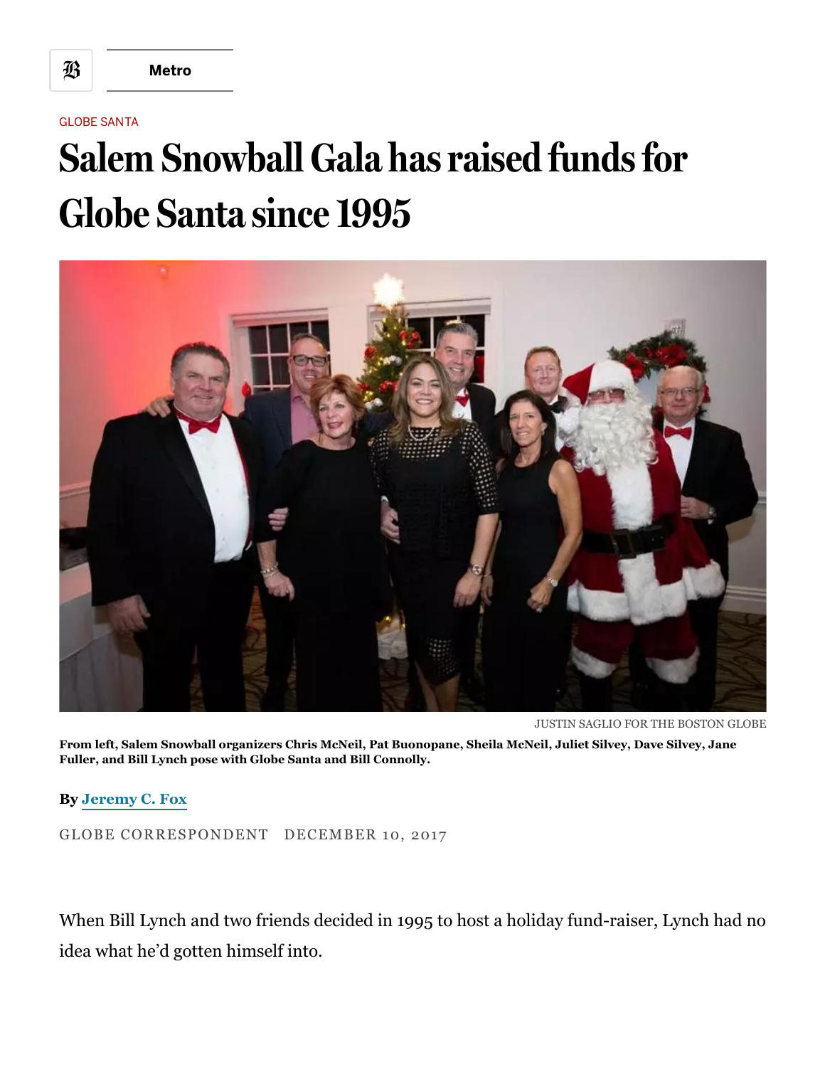GLOBE SANTA

# Salem Snowball Gala has raised funds for Globe Santa since 1995

JUSTIN SAGLIO FOR THE BOSTON GLOBE

**From left, Salem Snowball organizers Chris McNeil, Pat Buonopane, Sheila McNeil, Juliet Silvey, Dave Silvey, Jane Fuller, and Bill Lynch pose with Globe Santa and Bill Connolly.**

**By Jeremy C. Fox**

GLOBE CORRESPONDENT DECEMBER 10, 2017

When Bill Lynch and two friends decided in 1995 to host a holiday fund-raiser, Lynch had no idea what he'd gotten himself into.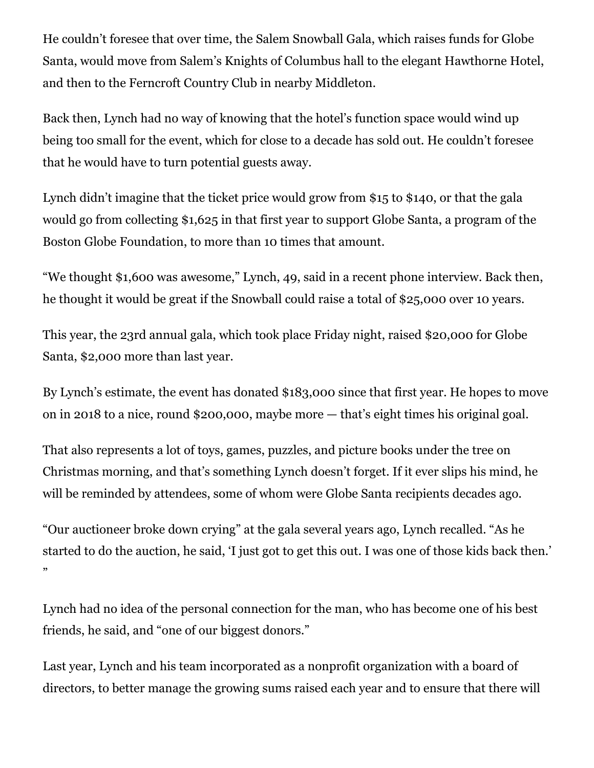He couldn't foresee that over time, the Salem Snowball Gala, which raises funds for Globe Santa, would move from Salem's Knights of Columbus hall to the elegant Hawthorne Hotel, and then to the Ferncroft Country Club in nearby Middleton.

Back then, Lynch had no way of knowing that the hotel's function space would wind up being too small for the event, which for close to a decade has sold out. He couldn't foresee that he would have to turn potential guests away.

Lynch didn't imagine that the ticket price would grow from $15 to $140, or that the gala would go from collecting $1,625 in that first year to support Globe Santa, a program of the Boston Globe Foundation, to more than 10 times that amount.

"We thought $1,600 was awesome," Lynch, 49, said in a recent phone interview. Back then, he thought it would be great if the Snowball could raise a total of $25,000 over 10 years.

This year, the 23rd annual gala, which took place Friday night, raised $20,000 for Globe Santa, $2,000 more than last year.

By Lynch's estimate, the event has donated $183,000 since that first year. He hopes to move on in 2018 to a nice, round $200,000, maybe more — that's eight times his original goal.

That also represents a lot of toys, games, puzzles, and picture books under the tree on Christmas morning, and that's something Lynch doesn't forget. If it ever slips his mind, he will be reminded by attendees, some of whom were Globe Santa recipients decades ago.

"Our auctioneer broke down crying" at the gala several years ago, Lynch recalled. "As he started to do the auction, he said, 'I just got to get this out. I was one of those kids back then.' "

Lynch had no idea of the personal connection for the man, who has become one of his best friends, he said, and "one of our biggest donors."

Last year, Lynch and his team incorporated as a nonprofit organization with a board of directors, to better manage the growing sums raised each year and to ensure that there will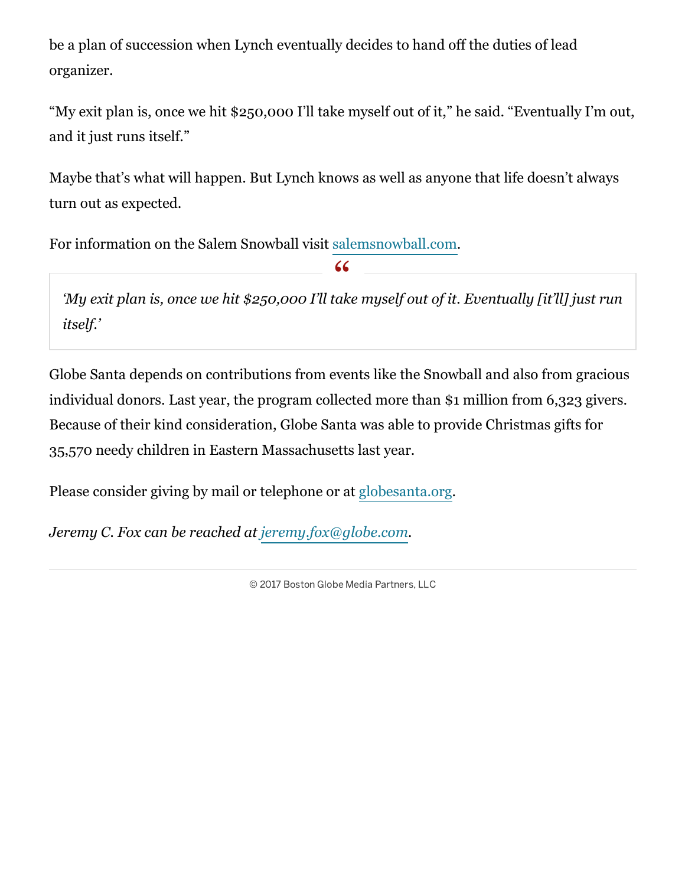be a plan of succession when Lynch eventually decides to hand off the duties of lead organizer.

"My exit plan is, once we hit $250,000 I'll take myself out of it," he said. "Eventually I'm out, and it just runs itself."

Maybe that's what will happen. But Lynch knows as well as anyone that life doesn't always turn out as expected.

For information on the Salem Snowball visit salemsnowball.com.

> *'My exit plan is, once we hit $250,000 I'll take myself out of it. Eventually [it'll] just run itself.'*

Globe Santa depends on contributions from events like the Snowball and also from gracious individual donors. Last year, the program collected more than $1 million from 6,323 givers. Because of their kind consideration, Globe Santa was able to provide Christmas gifts for 35,570 needy children in Eastern Massachusetts last year.

Please consider giving by mail or telephone or at globesanta.org.

*Jeremy C. Fox can be reached at jeremy.fox@globe.com.*

© 2017 Boston Globe Media Partners, LLC